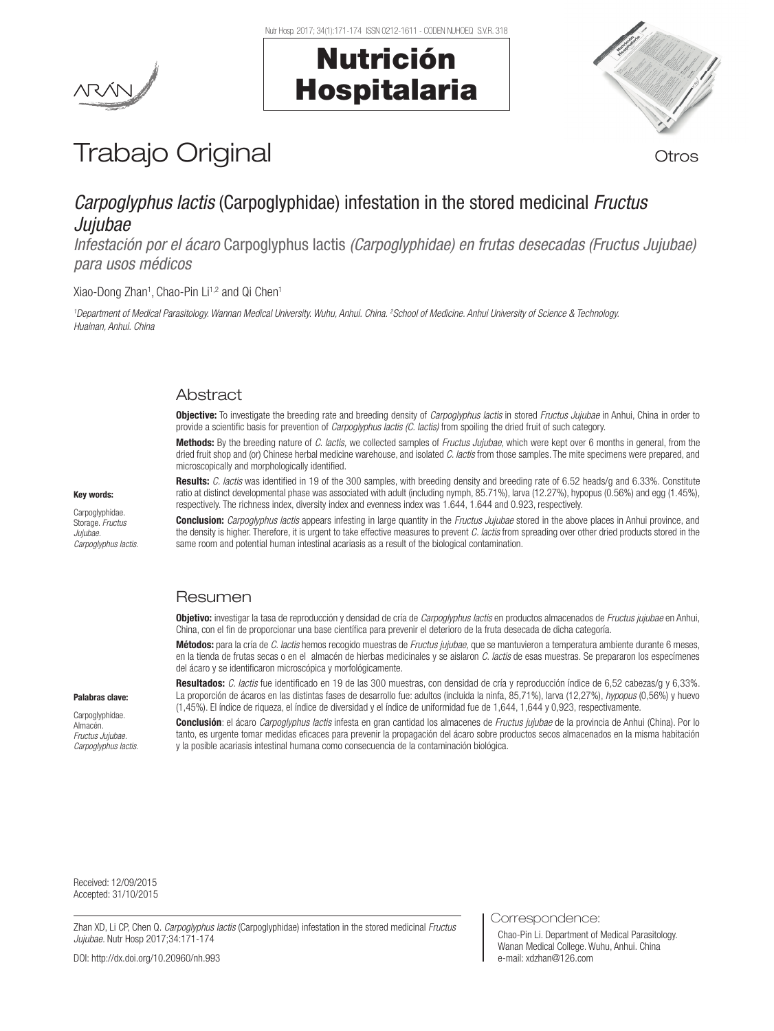# Trabajo Original

Otros

## *Carpoglyphus lactis* (Carpoglyphidae) infestation in the stored medicinal *Fructus Jujubae*

*Infestación por el ácaro* Carpoglyphus lactis *(Carpoglyphidae) en frutas desecadas (Fructus Jujubae) para usos médicos*

Xiao-Dong Zhan[1], Chao-Pin Li[1,2] and Qi Chen[1]

[1]Department of Medical Parasitology. Wannan Medical University. Wuhu, Anhui. China. [2]School of Medicine. Anhui University of Science & Technology. Huainan, Anhui. China

### Abstract

**Objective:** To investigate the breeding rate and breeding density of *Carpoglyphus lactis* in stored *Fructus Jujubae* in Anhui, China in order to provide a scientific basis for prevention of *Carpoglyphus lactis (C. lactis)* from spoiling the dried fruit of such category.

**Methods:** By the breeding nature of *C. lactis,* we collected samples of *Fructus Jujubae*, which were kept over 6 months in general, from the dried fruit shop and (or) Chinese herbal medicine warehouse, and isolated *C. lactis* from those samples. The mite specimens were prepared, and microscopically and morphologically identified.

**Results:** *C. lactis* was identified in 19 of the 300 samples, with breeding density and breeding rate of 6.52 heads/g and 6.33%. Constitute ratio at distinct developmental phase was associated with adult (including nymph, 85.71%), larva (12.27%), hypopus (0.56%) and egg (1.45%), respectively. The richness index, diversity index and evenness index was 1.644, 1.644 and 0.923, respectively.

**Conclusion:** *Carpoglyphus lactis* appears infesting in large quantity in the *Fructus Jujubae* stored in the above places in Anhui province, and the density is higher. Therefore, it is urgent to take effective measures to prevent *C. lactis* from spreading over other dried products stored in the same room and potential human intestinal acariasis as a result of the biological contamination.

**Key words:**

Carpoglyphidae. Storage. *Fructus Jujubae*. *Carpoglyphus lactis.*

### Resumen

**Objetivo:** investigar la tasa de reproducción y densidad de cría de *Carpoglyphus lactis* en productos almacenados de *Fructus jujubae* en Anhui, China, con el fin de proporcionar una base científica para prevenir el deterioro de la fruta desecada de dicha categoría.

**Métodos:** para la cría de *C. lactis* hemos recogido muestras de *Fructus jujubae,* que se mantuvieron a temperatura ambiente durante 6 meses, en la tienda de frutas secas o en el almacén de hierbas medicinales y se aislaron *C. lactis* de esas muestras. Se prepararon los especímenes del ácaro y se identificaron microscópica y morfológicamente.

**Resultados:** *C. lactis* fue identificado en 19 de las 300 muestras, con densidad de cría y reproducción índice de 6,52 cabezas/g y 6,33%. La proporción de ácaros en las distintas fases de desarrollo fue: adultos (incluida la ninfa, 85,71%), larva (12,27%), *hypopus* (0,56%) y huevo (1,45%). El índice de riqueza, el índice de diversidad y el índice de uniformidad fue de 1,644, 1,644 y 0,923, respectivamente.

**Conclusión**: el ácaro *Carpoglyphus lactis* infesta en gran cantidad los almacenes de *Fructus jujubae* de la provincia de Anhui (China). Por lo tanto, es urgente tomar medidas eficaces para prevenir la propagación del ácaro sobre productos secos almacenados en la misma habitación y la posible acariasis intestinal humana como consecuencia de la contaminación biológica.

**Palabras clave:**

Carpoglyphidae. Almacén. *Fructus Jujubae. Carpoglyphus lactis.*

Received: 12/09/2015
Accepted: 31/10/2015

Zhan XD, Li CP, Chen Q. *Carpoglyphus lactis* (Carpoglyphidae) infestation in the stored medicinal *Fructus Jujubae.* Nutr Hosp 2017;34:171-174

DOI: http://dx.doi.org/10.20960/nh.993

Correspondence:

Chao-Pin Li. Department of Medical Parasitology. Wanan Medical College. Wuhu, Anhui. China
e-mail: xdzhan@126.com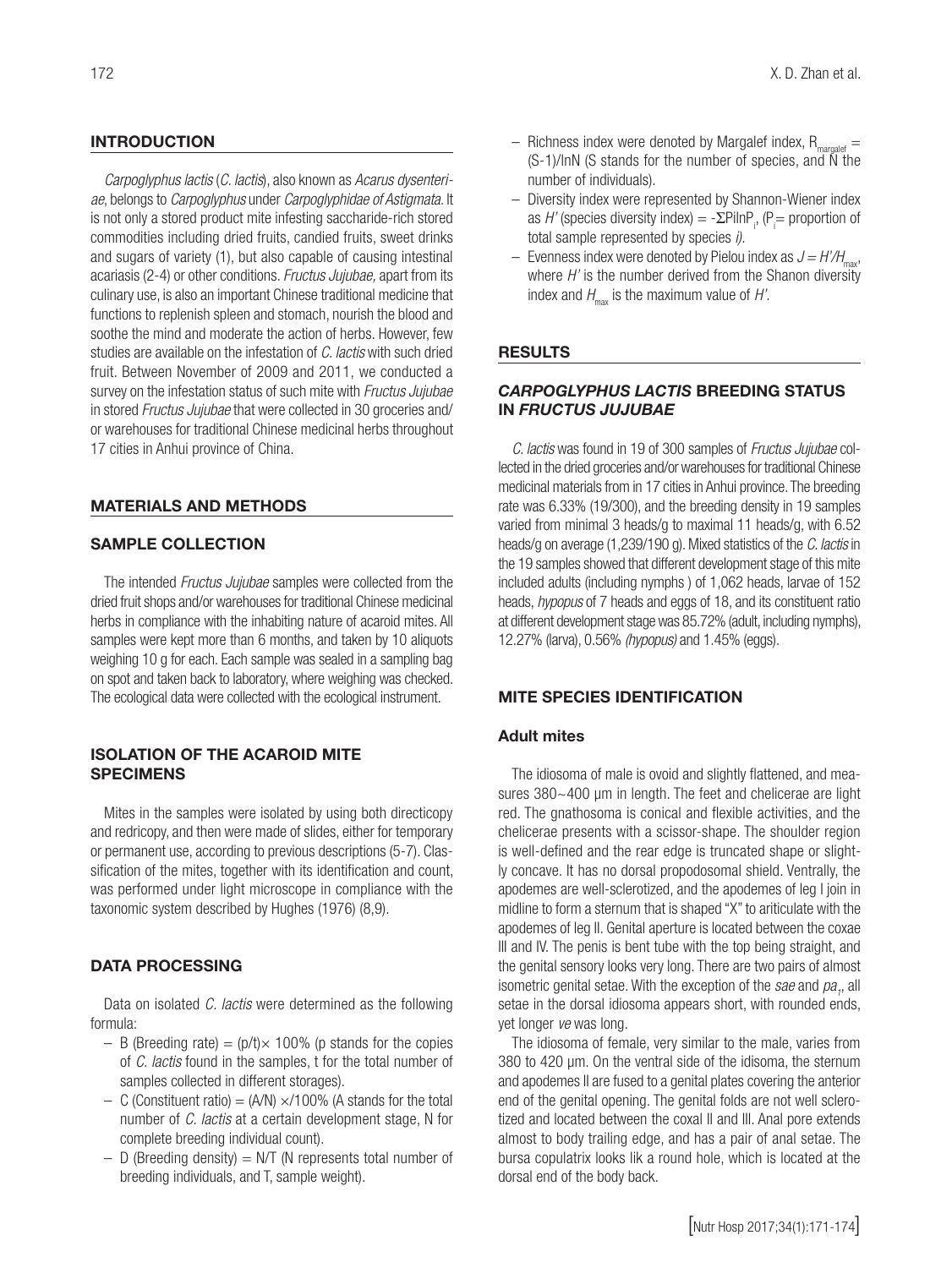## INTRODUCTION

*Carpoglyphus lactis* (*C. lactis*), also known as *Acarus dysenteriae*, belongs to *Carpoglyphus* under *Carpoglyphidae of Astigmata*. It is not only a stored product mite infesting saccharide-rich stored commodities including dried fruits, candied fruits, sweet drinks and sugars of variety (1), but also capable of causing intestinal acariasis (2-4) or other conditions. *Fructus Jujubae,* apart from its culinary use, is also an important Chinese traditional medicine that functions to replenish spleen and stomach, nourish the blood and soothe the mind and moderate the action of herbs. However, few studies are available on the infestation of *C. lactis* with such dried fruit. Between November of 2009 and 2011, we conducted a survey on the infestation status of such mite with *Fructus Jujubae* in stored *Fructus Jujubae* that were collected in 30 groceries and/or warehouses for traditional Chinese medicinal herbs throughout 17 cities in Anhui province of China.

## MATERIALS AND METHODS

### SAMPLE COLLECTION

The intended *Fructus Jujubae* samples were collected from the dried fruit shops and/or warehouses for traditional Chinese medicinal herbs in compliance with the inhabiting nature of acaroid mites. All samples were kept more than 6 months, and taken by 10 aliquots weighing 10 g for each. Each sample was sealed in a sampling bag on spot and taken back to laboratory, where weighing was checked. The ecological data were collected with the ecological instrument.

### ISOLATION OF THE ACAROID MITE SPECIMENS

Mites in the samples were isolated by using both directicopy and redricopy, and then were made of slides, either for temporary or permanent use, according to previous descriptions (5-7). Classification of the mites, together with its identification and count, was performed under light microscope in compliance with the taxonomic system described by Hughes (1976) (8,9).

### DATA PROCESSING

Data on isolated *C. lactis* were determined as the following formula:

- B (Breeding rate) = (p/t)× 100% (p stands for the copies of *C. lactis* found in the samples, t for the total number of samples collected in different storages).
- C (Constituent ratio) = (A/N) ×/100% (A stands for the total number of *C. lactis* at a certain development stage, N for complete breeding individual count).
- D (Breeding density) = N/T (N represents total number of breeding individuals, and T, sample weight).
- Richness index were denoted by Margalef index, $R_{margalef}$ = (S-1)/lnN (S stands for the number of species, and N the number of individuals).
- Diversity index were represented by Shannon-Wiener index as *H'* (species diversity index) = $-\Sigma P_i \ln P_i$, ($P_i$= proportion of total sample represented by species *i).*
- Evenness index were denoted by Pielou index as $J = H'/H_{max}$, where *H'* is the number derived from the Shanon diversity index and $H_{max}$ is the maximum value of *H'*.

## RESULTS

### *CARPOGLYPHUS LACTIS* BREEDING STATUS IN *FRUCTUS JUJUBAE*

*C. lactis* was found in 19 of 300 samples of *Fructus Jujubae* collected in the dried groceries and/or warehouses for traditional Chinese medicinal materials from in 17 cities in Anhui province. The breeding rate was 6.33% (19/300), and the breeding density in 19 samples varied from minimal 3 heads/g to maximal 11 heads/g, with 6.52 heads/g on average (1,239/190 g). Mixed statistics of the *C. lactis* in the 19 samples showed that different development stage of this mite included adults (including nymphs ) of 1,062 heads, larvae of 152 heads, *hypopus* of 7 heads and eggs of 18, and its constituent ratio at different development stage was 85.72% (adult, including nymphs), 12.27% (larva), 0.56% *(hypopus)* and 1.45% (eggs).

### MITE SPECIES IDENTIFICATION

#### Adult mites

The idiosoma of male is ovoid and slightly flattened, and measures 380~400 µm in length. The feet and chelicerae are light red. The gnathosoma is conical and flexible activities, and the chelicerae presents with a scissor-shape. The shoulder region is well-defined and the rear edge is truncated shape or slightly concave. It has no dorsal propodosomal shield. Ventrally, the apodemes are well-sclerotized, and the apodemes of leg I join in midline to form a sternum that is shaped "X" to ariticulate with the apodemes of leg II. Genital aperture is located between the coxae III and IV. The penis is bent tube with the top being straight, and the genital sensory looks very long. There are two pairs of almost isometric genital setae. With the exception of the *sae* and $pa_1$, all setae in the dorsal idiosoma appears short, with rounded ends, yet longer *ve* was long.

The idiosoma of female, very similar to the male, varies from 380 to 420 µm. On the ventral side of the idisoma, the sternum and apodemes II are fused to a genital plates covering the anterior end of the genital opening. The genital folds are not well sclerotized and located between the coxal II and III. Anal pore extends almost to body trailing edge, and has a pair of anal setae. The bursa copulatrix looks lik a round hole, which is located at the dorsal end of the body back.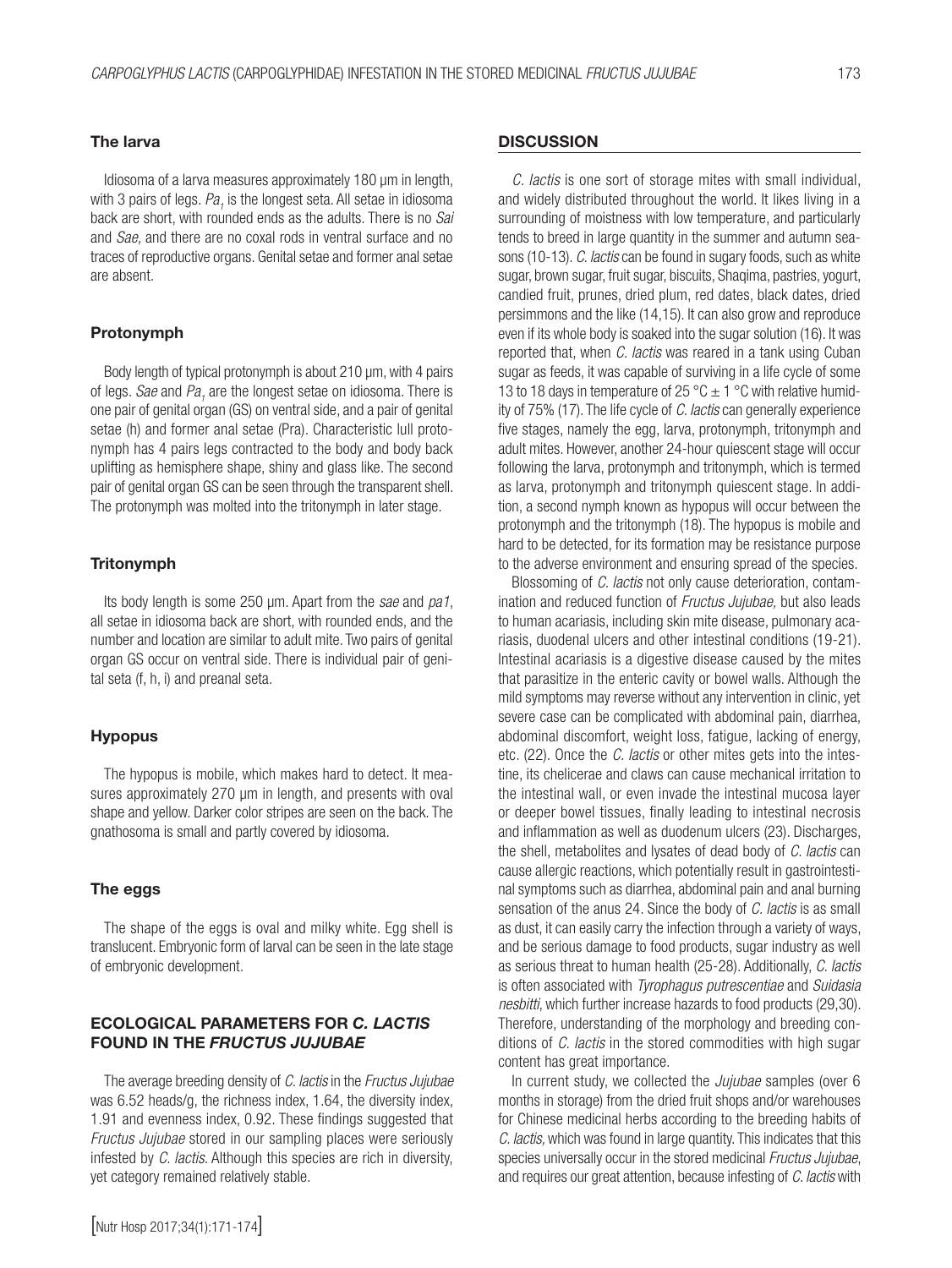### The larva

Idiosoma of a larva measures approximately 180 µm in length, with 3 pairs of legs. $Pa_1$ is the longest seta. All setae in idiosoma back are short, with rounded ends as the adults. There is no *Sai* and *Sae,* and there are no coxal rods in ventral surface and no traces of reproductive organs. Genital setae and former anal setae are absent.

### Protonymph

Body length of typical protonymph is about 210 µm, with 4 pairs of legs. *Sae* and $Pa_1$ are the longest setae on idiosoma. There is one pair of genital organ (GS) on ventral side, and a pair of genital setae (h) and former anal setae (Pra). Characteristic lull protonymph has 4 pairs legs contracted to the body and body back uplifting as hemisphere shape, shiny and glass like. The second pair of genital organ GS can be seen through the transparent shell. The protonymph was molted into the tritonymph in later stage.

### Tritonymph

Its body length is some 250 µm. Apart from the *sae* and *pa1*, all setae in idiosoma back are short, with rounded ends, and the number and location are similar to adult mite. Two pairs of genital organ GS occur on ventral side. There is individual pair of genital seta (f, h, i) and preanal seta.

### Hypopus

The hypopus is mobile, which makes hard to detect. It measures approximately 270 µm in length, and presents with oval shape and yellow. Darker color stripes are seen on the back. The gnathosoma is small and partly covered by idiosoma.

### The eggs

The shape of the eggs is oval and milky white. Egg shell is translucent. Embryonic form of larval can be seen in the late stage of embryonic development.

## ECOLOGICAL PARAMETERS FOR *C. LACTIS* FOUND IN THE *FRUCTUS JUJUBAE*

The average breeding density of *C. lactis* in the *Fructus Jujubae* was 6.52 heads/g, the richness index, 1.64, the diversity index, 1.91 and evenness index, 0.92. These findings suggested that *Fructus Jujubae* stored in our sampling places were seriously infested by *C. lactis*. Although this species are rich in diversity, yet category remained relatively stable.

## DISCUSSION

*C. lactis* is one sort of storage mites with small individual, and widely distributed throughout the world. It likes living in a surrounding of moistness with low temperature, and particularly tends to breed in large quantity in the summer and autumn seasons (10-13). *C. lactis* can be found in sugary foods, such as white sugar, brown sugar, fruit sugar, biscuits, Shaqima, pastries, yogurt, candied fruit, prunes, dried plum, red dates, black dates, dried persimmons and the like (14,15). It can also grow and reproduce even if its whole body is soaked into the sugar solution (16). It was reported that, when *C. lactis* was reared in a tank using Cuban sugar as feeds, it was capable of surviving in a life cycle of some 13 to 18 days in temperature of 25 °C ± 1 °C with relative humidity of 75% (17). The life cycle of *C. lactis* can generally experience five stages, namely the egg, larva, protonymph, tritonymph and adult mites. However, another 24-hour quiescent stage will occur following the larva, protonymph and tritonymph, which is termed as larva, protonymph and tritonymph quiescent stage. In addition, a second nymph known as hypopus will occur between the protonymph and the tritonymph (18). The hypopus is mobile and hard to be detected, for its formation may be resistance purpose to the adverse environment and ensuring spread of the species.

Blossoming of *C. lactis* not only cause deterioration, contamination and reduced function of *Fructus Jujubae,* but also leads to human acariasis, including skin mite disease, pulmonary acariasis, duodenal ulcers and other intestinal conditions (19-21). Intestinal acariasis is a digestive disease caused by the mites that parasitize in the enteric cavity or bowel walls. Although the mild symptoms may reverse without any intervention in clinic, yet severe case can be complicated with abdominal pain, diarrhea, abdominal discomfort, weight loss, fatigue, lacking of energy, etc. (22). Once the *C. lactis* or other mites gets into the intestine, its chelicerae and claws can cause mechanical irritation to the intestinal wall, or even invade the intestinal mucosa layer or deeper bowel tissues, finally leading to intestinal necrosis and inflammation as well as duodenum ulcers (23). Discharges, the shell, metabolites and lysates of dead body of *C. lactis* can cause allergic reactions, which potentially result in gastrointestinal symptoms such as diarrhea, abdominal pain and anal burning sensation of the anus 24. Since the body of *C. lactis* is as small as dust, it can easily carry the infection through a variety of ways, and be serious damage to food products, sugar industry as well as serious threat to human health (25-28). Additionally, *C. lactis* is often associated with *Tyrophagus putrescentiae* and *Suidasia nesbitti*, which further increase hazards to food products (29,30). Therefore, understanding of the morphology and breeding conditions of *C. lactis* in the stored commodities with high sugar content has great importance.

In current study, we collected the *Jujubae* samples (over 6 months in storage) from the dried fruit shops and/or warehouses for Chinese medicinal herbs according to the breeding habits of *C. lactis,* which was found in large quantity. This indicates that this species universally occur in the stored medicinal *Fructus Jujubae*, and requires our great attention, because infesting of *C. lactis* with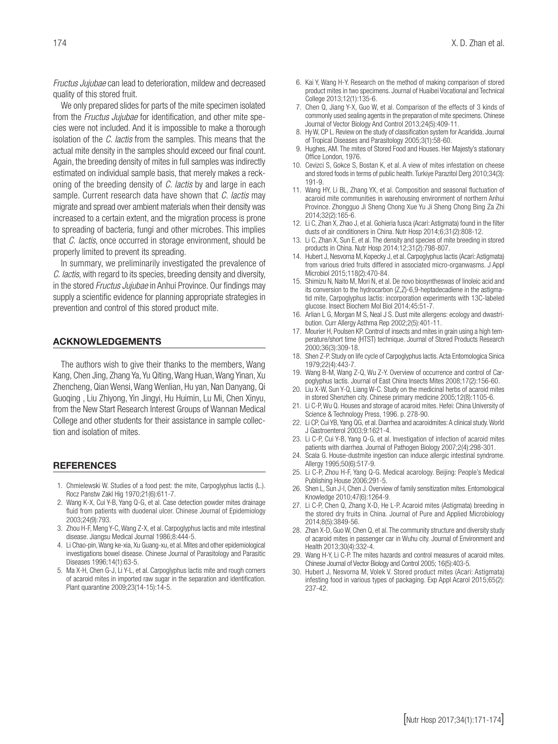*Fructus Jujubae* can lead to deterioration, mildew and decreased quality of this stored fruit.

We only prepared slides for parts of the mite specimen isolated from the *Fructus Jujubae* for identification, and other mite species were not included. And it is impossible to make a thorough isolation of the *C. lactis* from the samples. This means that the actual mite density in the samples should exceed our final count. Again, the breeding density of mites in full samples was indirectly estimated on individual sample basis, that merely makes a reckoning of the breeding density of *C. lactis* by and large in each sample. Current research data have shown that *C. lactis* may migrate and spread over ambient materials when their density was increased to a certain extent, and the migration process is prone to spreading of bacteria, fungi and other microbes. This implies that *C. lactis*, once occurred in storage environment, should be properly limited to prevent its spreading.

In summary, we preliminarily investigated the prevalence of *C. lactis*, with regard to its species, breeding density and diversity, in the stored *Fructus Jujubae* in Anhui Province. Our findings may supply a scientific evidence for planning appropriate strategies in prevention and control of this stored product mite.

## ACKNOWLEDGEMENTS

The authors wish to give their thanks to the members, Wang Kang, Chen Jing, Zhang Ya, Yu Qiting, Wang Huan, Wang Yinan, Xu Zhencheng, Qian Wensi, Wang Wenlian, Hu yan, Nan Danyang, Qi Guoqing , Liu Zhiyong, Yin Jingyi, Hu Huimin, Lu Mi, Chen Xinyu, from the New Start Research Interest Groups of Wannan Medical College and other students for their assistance in sample collection and isolation of mites.

## REFERENCES

1. Chmielewski W. Studies of a food pest: the mite, Carpoglyphus lactis (L.). Rocz Panstw Zakl Hig 1970;21(6):611-7.
2. Wang K-X, Cui Y-B, Yang Q-G, et al. Case detection powder mites drainage fluid from patients with duodenal ulcer. Chinese Journal of Epidemiology 2003;24(9):793.
3. Zhou H-F, Meng Y-C, Wang Z-X, et al. Carpoglyphus lactis and mite intestinal disease. Jiangsu Medical Journal 1986;8:444-5.
4. Li Chao-pin, Wang ke-xia, Xu Guang-xu, et al. Mites and other epidemiological investigations bowel disease. Chinese Journal of Parasitology and Parasitic Diseases 1996;14(1):63-5.
5. Ma X-H, Chen G-J, Li Y-L, et al. Carpoglyphus lactis mite and rough corners of acaroid mites in imported raw sugar in the separation and identification. Plant quarantine 2009;23(14-15):14-5.
6. Kai Y, Wang H-Y. Research on the method of making comparison of stored product mites in two specimens. Journal of Huaibei Vocational and Technical College 2013;12(1):135-6.
7. Chen Q, Jiang Y-X, Guo W, et al. Comparison of the effects of 3 kinds of commonly used sealing agents in the preparation of mite specimens. Chinese Journal of Vector Biology And Control 2013;24(5):409-11.
8. Hy W, CP L. Review on the study of classification system for Acaridida. Journal of Tropical Diseases and Parasitology 2005;3(1):58-60.
9. Hughes, AM. The mites of Stored Food and Houses. Her Majesty's stationary Office London, 1976.
10. Cevizci S, Gokce S, Bostan K, et al. A view of mites infestation on cheese and stored foods in terms of public health. Turkiye Parazitol Derg 2010;34(3): 191-9.
11. Wang HY, Li BL, Zhang YX, et al. Composition and seasonal fluctuation of acaroid mite communities in warehousing environment of northern Anhui Province. Zhongguo Ji Sheng Chong Xue Yu Ji Sheng Chong Bing Za Zhi 2014;32(2):165-6.
12. Li C, Zhan X, Zhao J, et al. Gohieria fusca (Acari: Astigmata) found in the filter dusts of air conditioners in China. Nutr Hosp 2014;6;31(2):808-12.
13. Li C, Zhan X, Sun E, et al. The density and species of mite breeding in stored products in China. Nutr Hosp 2014;12;31(2):798-807.
14. Hubert J, Nesvorna M, Kopecky J, et al. Carpoglyphus lactis (Acari: Astigmata) from various dried fruits differed in associated micro-organwasms. J Appl Microbiol 2015;118(2):470-84.
15. Shimizu N, Naito M, Mori N, et al. De novo biosyntheswas of linoleic acid and its conversion to the hydrocarbon (Z,Z)-6,9-heptadecadiene in the astigmatid mite, Carpoglyphus lactis: incorporation experiments with 13C-labeled glucose. Insect Biochem Mol Biol 2014;45:51-7.
16. Arlian L G, Morgan M S, Neal J S. Dust mite allergens: ecology and dwastribution. Curr Allergy Asthma Rep 2002;2(5):401-11.
17. Mourier H, Poulsen KP. Control of insects and mites in grain using a high temperature/short time (HTST) technique. Journal of Stored Products Research 2000;36(3):309-18.
18. Shen Z-P. Study on life cycle of Carpoglyphus lactis. Acta Entomologica Sinica 1979;22(4):443-7.
19. Wang B-M, Wang Z-Q, Wu Z-Y. Overview of occurrence and control of Carpoglyphus lactis. Journal of East China Insects Mites 2008;17(2):156-60.
20. Liu X-W, Sun Y-Q, Liang W-C. Study on the medicinal herbs of acaroid mites in stored Shenzhen city. Chinese primary medicine 2005;12(8):1105-6.
21. Li C-P, Wu Q. Houses and storage of acaroid mites. Hefei: China University of Science & Technology Press, 1996. p. 278-90.
22. Li CP, Cui YB, Yang QG, et al. Diarrhea and acaroidmites: A clinical study. World J Gastroenterol 2003;9:1621-4.
23. Li C-P, Cui Y-B, Yang Q-G, et al. Investigation of infection of acaroid mites patients with diarrhea. Journal of Pathogen Biology 2007;2(4):298-301.
24. Scala G. House-dustmite ingestion can induce allergic intestinal syndrome. Allergy 1995;50(6):517-9.
25. Li C-P, Zhou H-F, Yang Q-G. Medical acarology. Beijing: People's Medical Publishing House 2006;291-5.
26. Shen L, Sun J-I, Chen J. Overview of family sensitization mites. Entomological Knowledge 2010;47(6):1264-9.
27. Li C-P, Chen Q, Zhang X-D, He L-P. Acaroid mites (Astigmata) breeding in the stored dry fruits in China. Journal of Pure and Applied Microbiology 2014;8(5):3849-56.
28. Zhan X-D, Guo W, Chen Q, et al. The community structure and diversity study of acaroid mites in passenger car in Wuhu city. Journal of Environment and Health 2013;30(4):332-4.
29. Wang H-Y, Li C-P. The mites hazards and control measures of acaroid mites. Chinese Journal of Vector Biology and Control 2005; 16(5):403-5.
30. Hubert J, Nesvorna M, Volek V. Stored product mites (Acari: Astigmata) infesting food in various types of packaging. Exp Appl Acarol 2015;65(2): 237-42.